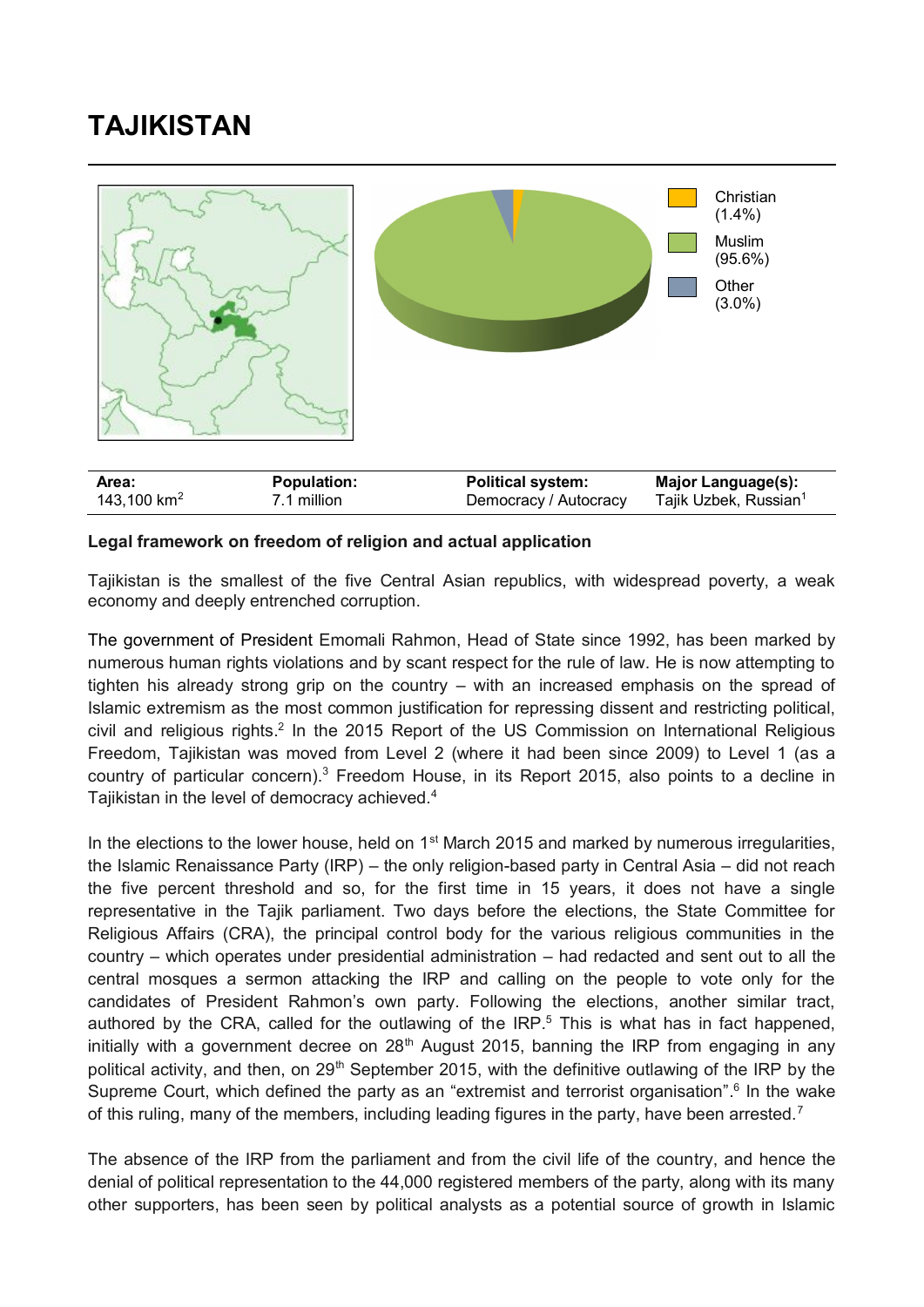# TAJIKISTAN

Christian (1.4%)
Muslim (95.6%)
Other (3.0%)

| Area: | Population: | Political system: | Major Language(s): |
| --- | --- | --- | --- |
| 143,100 km$^2$ | 7.1 million | Democracy / Autocracy | Tajik Uzbek, Russian[1] |

**Legal framework on freedom of religion and actual application**

Tajikistan is the smallest of the five Central Asian republics, with widespread poverty, a weak economy and deeply entrenched corruption.

The government of President Emomali Rahmon, Head of State since 1992, has been marked by numerous human rights violations and by scant respect for the rule of law. He is now attempting to tighten his already strong grip on the country – with an increased emphasis on the spread of Islamic extremism as the most common justification for repressing dissent and restricting political, civil and religious rights.[2] In the 2015 Report of the US Commission on International Religious Freedom, Tajikistan was moved from Level 2 (where it had been since 2009) to Level 1 (as a country of particular concern).[3] Freedom House, in its Report 2015, also points to a decline in Tajikistan in the level of democracy achieved.[4]

In the elections to the lower house, held on 1st March 2015 and marked by numerous irregularities, the Islamic Renaissance Party (IRP) – the only religion-based party in Central Asia – did not reach the five percent threshold and so, for the first time in 15 years, it does not have a single representative in the Tajik parliament. Two days before the elections, the State Committee for Religious Affairs (CRA), the principal control body for the various religious communities in the country – which operates under presidential administration – had redacted and sent out to all the central mosques a sermon attacking the IRP and calling on the people to vote only for the candidates of President Rahmon's own party. Following the elections, another similar tract, authored by the CRA, called for the outlawing of the IRP.[5] This is what has in fact happened, initially with a government decree on 28th August 2015, banning the IRP from engaging in any political activity, and then, on 29th September 2015, with the definitive outlawing of the IRP by the Supreme Court, which defined the party as an "extremist and terrorist organisation".[6] In the wake of this ruling, many of the members, including leading figures in the party, have been arrested.[7]

The absence of the IRP from the parliament and from the civil life of the country, and hence the denial of political representation to the 44,000 registered members of the party, along with its many other supporters, has been seen by political analysts as a potential source of growth in Islamic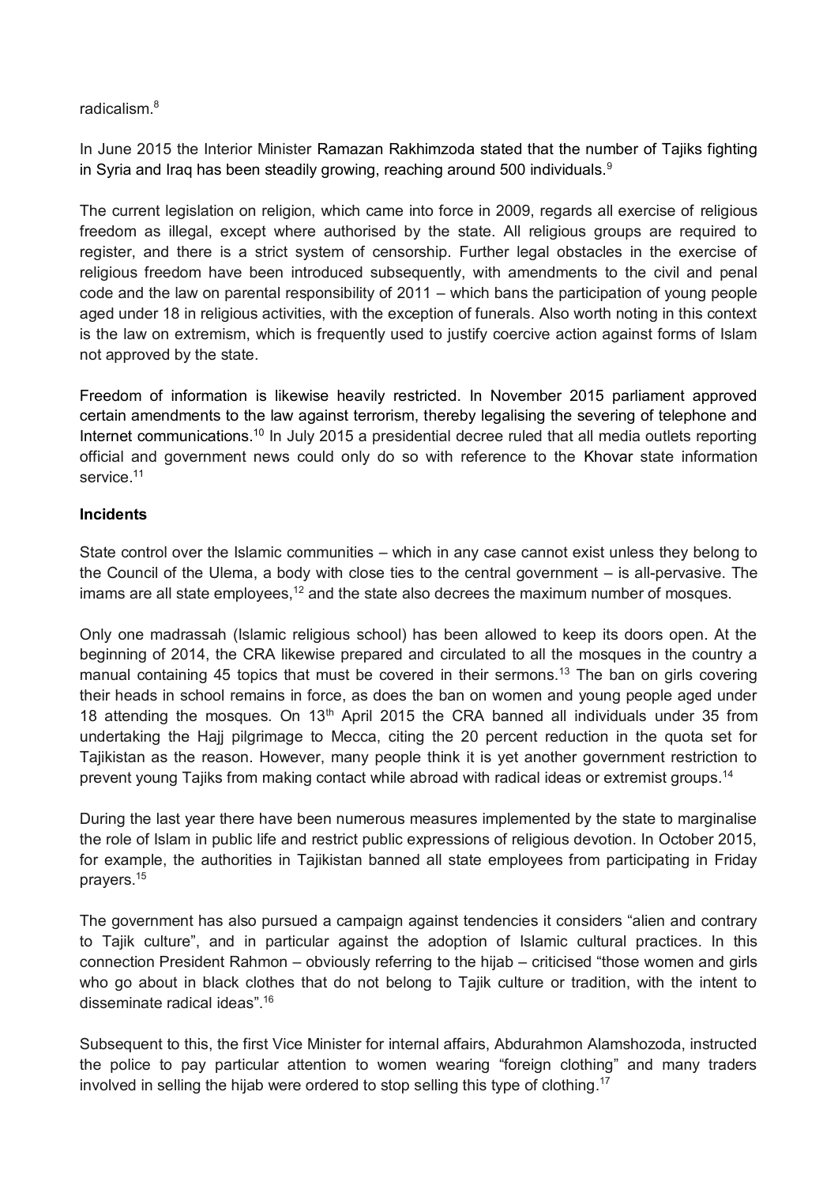radicalism.[8]

In June 2015 the Interior Minister Ramazan Rakhimzoda stated that the number of Tajiks fighting in Syria and Iraq has been steadily growing, reaching around 500 individuals.[9]

The current legislation on religion, which came into force in 2009, regards all exercise of religious freedom as illegal, except where authorised by the state. All religious groups are required to register, and there is a strict system of censorship. Further legal obstacles in the exercise of religious freedom have been introduced subsequently, with amendments to the civil and penal code and the law on parental responsibility of 2011 – which bans the participation of young people aged under 18 in religious activities, with the exception of funerals. Also worth noting in this context is the law on extremism, which is frequently used to justify coercive action against forms of Islam not approved by the state.

Freedom of information is likewise heavily restricted. In November 2015 parliament approved certain amendments to the law against terrorism, thereby legalising the severing of telephone and Internet communications.[10] In July 2015 a presidential decree ruled that all media outlets reporting official and government news could only do so with reference to the Khovar state information service.[11]

**Incidents**

State control over the Islamic communities – which in any case cannot exist unless they belong to the Council of the Ulema, a body with close ties to the central government – is all-pervasive. The imams are all state employees,[12] and the state also decrees the maximum number of mosques.

Only one madrassah (Islamic religious school) has been allowed to keep its doors open. At the beginning of 2014, the CRA likewise prepared and circulated to all the mosques in the country a manual containing 45 topics that must be covered in their sermons.[13] The ban on girls covering their heads in school remains in force, as does the ban on women and young people aged under 18 attending the mosques. On 13th April 2015 the CRA banned all individuals under 35 from undertaking the Hajj pilgrimage to Mecca, citing the 20 percent reduction in the quota set for Tajikistan as the reason. However, many people think it is yet another government restriction to prevent young Tajiks from making contact while abroad with radical ideas or extremist groups.[14]

During the last year there have been numerous measures implemented by the state to marginalise the role of Islam in public life and restrict public expressions of religious devotion. In October 2015, for example, the authorities in Tajikistan banned all state employees from participating in Friday prayers.[15]

The government has also pursued a campaign against tendencies it considers "alien and contrary to Tajik culture", and in particular against the adoption of Islamic cultural practices. In this connection President Rahmon – obviously referring to the hijab – criticised "those women and girls who go about in black clothes that do not belong to Tajik culture or tradition, with the intent to disseminate radical ideas".[16]

Subsequent to this, the first Vice Minister for internal affairs, Abdurahmon Alamshozoda, instructed the police to pay particular attention to women wearing "foreign clothing" and many traders involved in selling the hijab were ordered to stop selling this type of clothing.[17]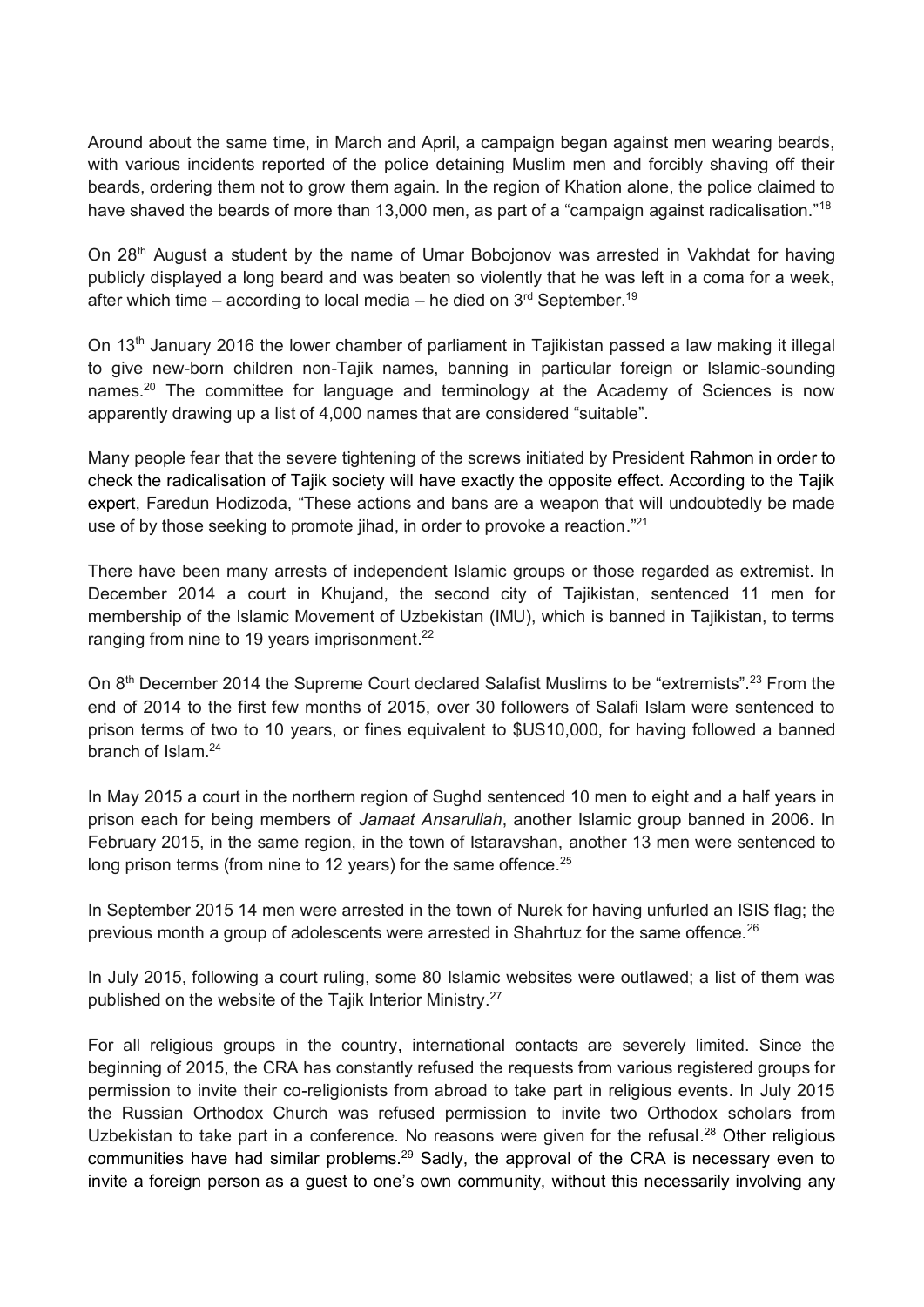Around about the same time, in March and April, a campaign began against men wearing beards, with various incidents reported of the police detaining Muslim men and forcibly shaving off their beards, ordering them not to grow them again. In the region of Khation alone, the police claimed to have shaved the beards of more than 13,000 men, as part of a "campaign against radicalisation."[18]

On 28th August a student by the name of Umar Bobojonov was arrested in Vakhdat for having publicly displayed a long beard and was beaten so violently that he was left in a coma for a week, after which time – according to local media – he died on 3rd September.[19]

On 13th January 2016 the lower chamber of parliament in Tajikistan passed a law making it illegal to give new-born children non-Tajik names, banning in particular foreign or Islamic-sounding names.[20] The committee for language and terminology at the Academy of Sciences is now apparently drawing up a list of 4,000 names that are considered "suitable".

Many people fear that the severe tightening of the screws initiated by President Rahmon in order to check the radicalisation of Tajik society will have exactly the opposite effect. According to the Tajik expert, Faredun Hodizoda, "These actions and bans are a weapon that will undoubtedly be made use of by those seeking to promote jihad, in order to provoke a reaction."[21]

There have been many arrests of independent Islamic groups or those regarded as extremist. In December 2014 a court in Khujand, the second city of Tajikistan, sentenced 11 men for membership of the Islamic Movement of Uzbekistan (IMU), which is banned in Tajikistan, to terms ranging from nine to 19 years imprisonment.[22]

On 8th December 2014 the Supreme Court declared Salafist Muslims to be "extremists".[23] From the end of 2014 to the first few months of 2015, over 30 followers of Salafi Islam were sentenced to prison terms of two to 10 years, or fines equivalent to $US10,000, for having followed a banned branch of Islam.[24]

In May 2015 a court in the northern region of Sughd sentenced 10 men to eight and a half years in prison each for being members of *Jamaat Ansarullah*, another Islamic group banned in 2006. In February 2015, in the same region, in the town of Istaravshan, another 13 men were sentenced to long prison terms (from nine to 12 years) for the same offence.[25]

In September 2015 14 men were arrested in the town of Nurek for having unfurled an ISIS flag; the previous month a group of adolescents were arrested in Shahrtuz for the same offence.[26]

In July 2015, following a court ruling, some 80 Islamic websites were outlawed; a list of them was published on the website of the Tajik Interior Ministry.[27]

For all religious groups in the country, international contacts are severely limited. Since the beginning of 2015, the CRA has constantly refused the requests from various registered groups for permission to invite their co-religionists from abroad to take part in religious events. In July 2015 the Russian Orthodox Church was refused permission to invite two Orthodox scholars from Uzbekistan to take part in a conference. No reasons were given for the refusal.[28] Other religious communities have had similar problems.[29] Sadly, the approval of the CRA is necessary even to invite a foreign person as a guest to one's own community, without this necessarily involving any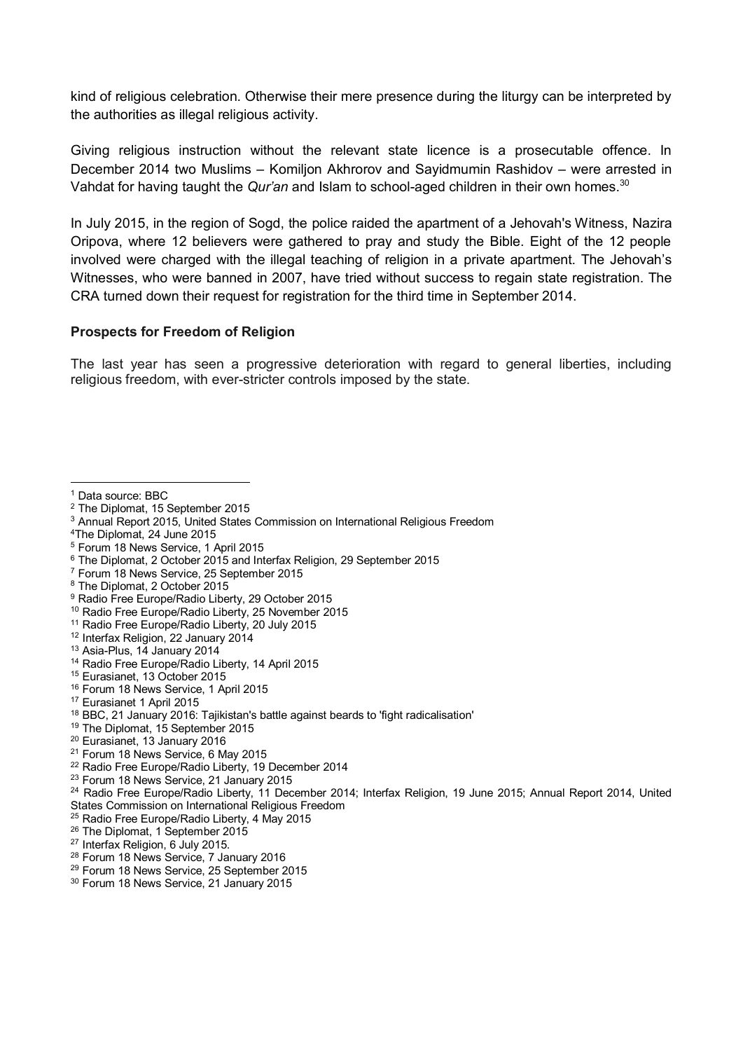kind of religious celebration. Otherwise their mere presence during the liturgy can be interpreted by the authorities as illegal religious activity.

Giving religious instruction without the relevant state licence is a prosecutable offence. In December 2014 two Muslims – Komiljon Akhrorov and Sayidmumin Rashidov – were arrested in Vahdat for having taught the *Qur'an* and Islam to school-aged children in their own homes.[30]

In July 2015, in the region of Sogd, the police raided the apartment of a Jehovah's Witness, Nazira Oripova, where 12 believers were gathered to pray and study the Bible. Eight of the 12 people involved were charged with the illegal teaching of religion in a private apartment. The Jehovah's Witnesses, who were banned in 2007, have tried without success to regain state registration. The CRA turned down their request for registration for the third time in September 2014.

**Prospects for Freedom of Religion**

The last year has seen a progressive deterioration with regard to general liberties, including religious freedom, with ever-stricter controls imposed by the state.

---

[1] Data source: BBC
[2] The Diplomat, 15 September 2015
[3] Annual Report 2015, United States Commission on International Religious Freedom
[4] The Diplomat, 24 June 2015
[5] Forum 18 News Service, 1 April 2015
[6] The Diplomat, 2 October 2015 and Interfax Religion, 29 September 2015
[7] Forum 18 News Service, 25 September 2015
[8] The Diplomat, 2 October 2015
[9] Radio Free Europe/Radio Liberty, 29 October 2015
[10] Radio Free Europe/Radio Liberty, 25 November 2015
[11] Radio Free Europe/Radio Liberty, 20 July 2015
[12] Interfax Religion, 22 January 2014
[13] Asia-Plus, 14 January 2014
[14] Radio Free Europe/Radio Liberty, 14 April 2015
[15] Eurasianet, 13 October 2015
[16] Forum 18 News Service, 1 April 2015
[17] Eurasianet 1 April 2015
[18] BBC, 21 January 2016: Tajikistan's battle against beards to 'fight radicalisation'
[19] The Diplomat, 15 September 2015
[20] Eurasianet, 13 January 2016
[21] Forum 18 News Service, 6 May 2015
[22] Radio Free Europe/Radio Liberty, 19 December 2014
[23] Forum 18 News Service, 21 January 2015
[24] Radio Free Europe/Radio Liberty, 11 December 2014; Interfax Religion, 19 June 2015; Annual Report 2014, United States Commission on International Religious Freedom
[25] Radio Free Europe/Radio Liberty, 4 May 2015
[26] The Diplomat, 1 September 2015
[27] Interfax Religion, 6 July 2015.
[28] Forum 18 News Service, 7 January 2016
[29] Forum 18 News Service, 25 September 2015
[30] Forum 18 News Service, 21 January 2015